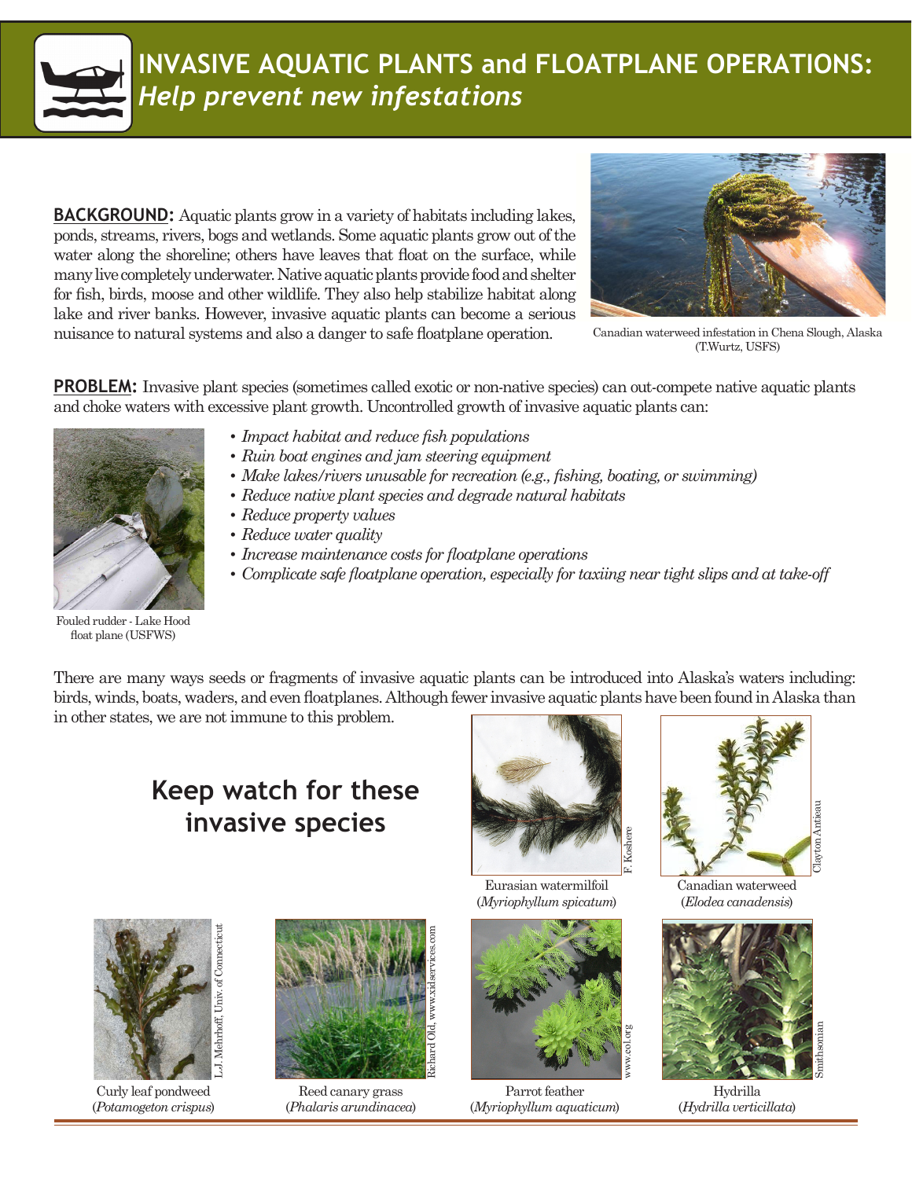# INVASIVE AQUATIC PLANTS and FLOATPLANE OPERATIONS: *Help prevent new infestations*

**BACKGROUND:** Aquatic plants grow in a variety of habitats including lakes, ponds, streams, rivers, bogs and wetlands. Some aquatic plants grow out of the water along the shoreline; others have leaves that float on the surface, while many live completely underwater. Native aquatic plants provide food and shelter for fish, birds, moose and other wildlife. They also help stabilize habitat along lake and river banks. However, invasive aquatic plants can become a serious nuisance to natural systems and also a danger to safe floatplane operation.

Canadian waterweed infestation in Chena Slough, Alaska (T.Wurtz, USFS)

**PROBLEM:** Invasive plant species (sometimes called exotic or non-native species) can out-compete native aquatic plants and choke waters with excessive plant growth. Uncontrolled growth of invasive aquatic plants can:

- *Impact habitat and reduce fish populations*
- *Ruin boat engines and jam steering equipment*
- *Make lakes/rivers unusable for recreation (e.g., fishing, boating, or swimming)*
- *Reduce native plant species and degrade natural habitats*
- *Reduce property values*
- *Reduce water quality*
- *Increase maintenance costs for floatplane operations*
- *Complicate safe floatplane operation, especially for taxiing near tight slips and at take-off*

Fouled rudder - Lake Hood float plane (USFWS)

There are many ways seeds or fragments of invasive aquatic plants can be introduced into Alaska's waters including: birds, winds, boats, waders, and even floatplanes. Although fewer invasive aquatic plants have been found in Alaska than in other states, we are not immune to this problem.

## Keep watch for these invasive species

Eurasian watermilfoil (*Myriophyllum spicatum*) — F. Koshere

Canadian waterweed (*Elodea canadensis*) — Clayton Antieau

Curly leaf pondweed (*Potamogeton crispus*) — L.J. Mehrhoff, Univ. of Connecticut

Reed canary grass (*Phalaris arundinacea*) — Richard Old, www.xidservices.com

Parrot feather (*Myriophyllum aquaticum*) — www.eol.org

Hydrilla (*Hydrilla verticillata*) — Smithsonian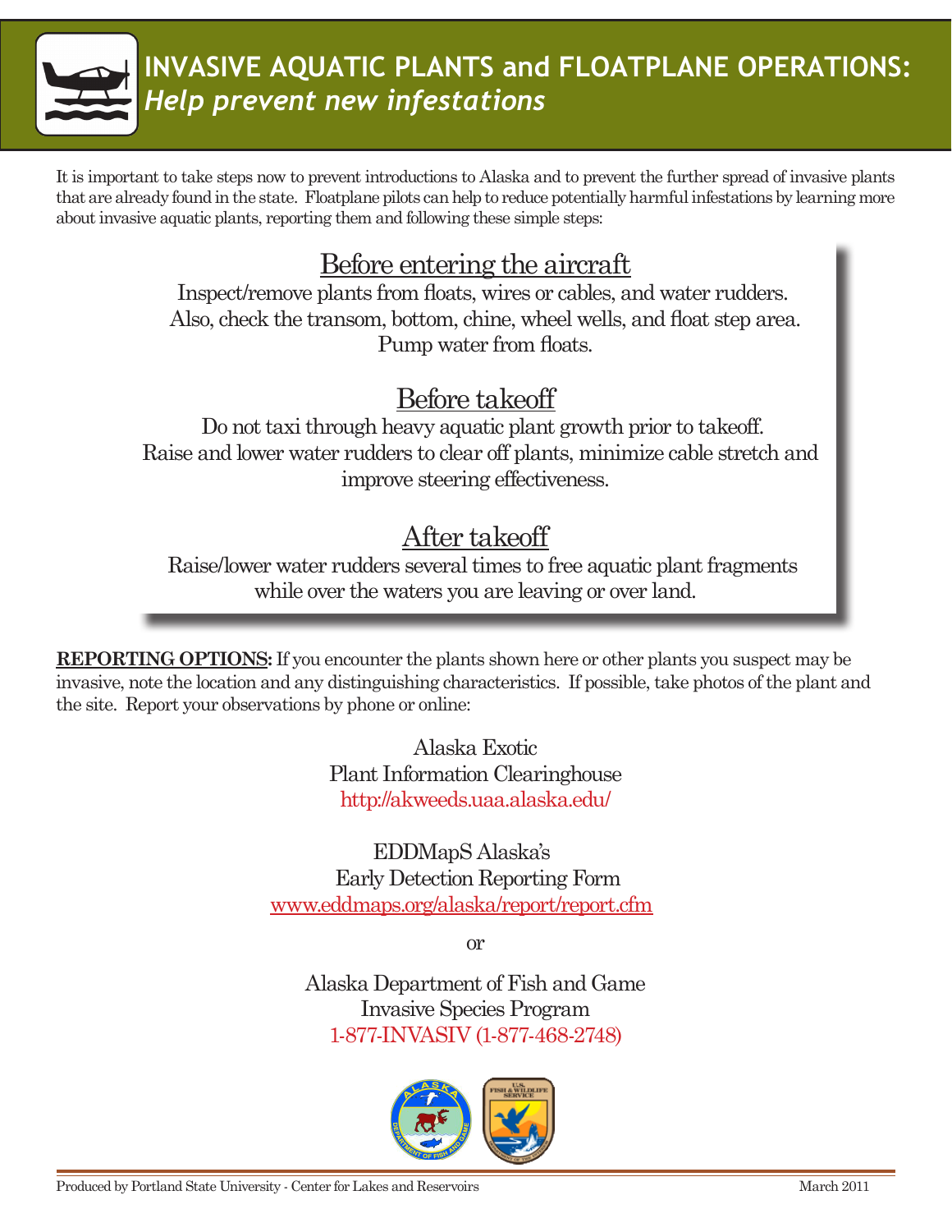# INVASIVE AQUATIC PLANTS and FLOATPLANE OPERATIONS: *Help prevent new infestations*

It is important to take steps now to prevent introductions to Alaska and to prevent the further spread of invasive plants that are already found in the state. Floatplane pilots can help to reduce potentially harmful infestations by learning more about invasive aquatic plants, reporting them and following these simple steps:

## Before entering the aircraft

Inspect/remove plants from floats, wires or cables, and water rudders. Also, check the transom, bottom, chine, wheel wells, and float step area. Pump water from floats.

## Before takeoff

Do not taxi through heavy aquatic plant growth prior to takeoff. Raise and lower water rudders to clear off plants, minimize cable stretch and improve steering effectiveness.

## After takeoff

Raise/lower water rudders several times to free aquatic plant fragments while over the waters you are leaving or over land.

**REPORTING OPTIONS:** If you encounter the plants shown here or other plants you suspect may be invasive, note the location and any distinguishing characteristics. If possible, take photos of the plant and the site. Report your observations by phone or online:

Alaska Exotic
Plant Information Clearinghouse
http://akweeds.uaa.alaska.edu/

EDDMapS Alaska's
Early Detection Reporting Form
www.eddmaps.org/alaska/report/report.cfm

or

Alaska Department of Fish and Game
Invasive Species Program
1-877-INVASIV (1-877-468-2748)

Produced by Portland State University - Center for Lakes and Reservoirs

March 2011